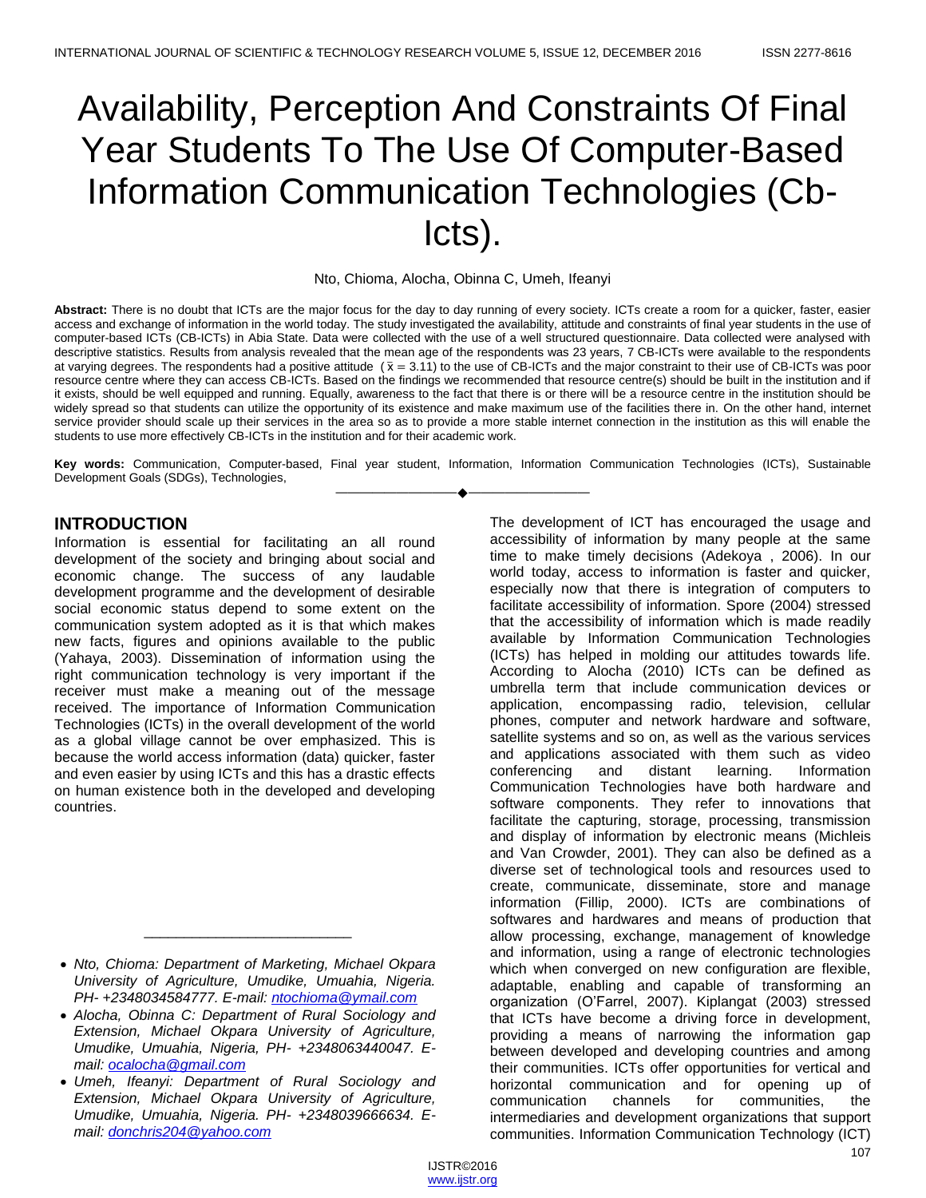# Availability, Perception And Constraints Of Final Year Students To The Use Of Computer-Based Information Communication Technologies (Cb-Icts).

Nto, Chioma, Alocha, Obinna C, Umeh, Ifeanyi

**Abstract:** There is no doubt that ICTs are the major focus for the day to day running of every society. ICTs create a room for a quicker, faster, easier access and exchange of information in the world today. The study investigated the availability, attitude and constraints of final year students in the use of computer-based ICTs (CB-ICTs) in Abia State. Data were collected with the use of a well structured questionnaire. Data collected were analysed with descriptive statistics. Results from analysis revealed that the mean age of the respondents was 23 years, 7 CB-ICTs were available to the respondents at varying degrees. The respondents had a positive attitude ($\bar{x} = 3.11$) to the use of CB-ICTs and the major constraint to their use of CB-ICTs was poor resource centre where they can access CB-ICTs. Based on the findings we recommended that resource centre(s) should be built in the institution and if it exists, should be well equipped and running. Equally, awareness to the fact that there is or there will be a resource centre in the institution should be widely spread so that students can utilize the opportunity of its existence and make maximum use of the facilities there in. On the other hand, internet service provider should scale up their services in the area so as to provide a more stable internet connection in the institution as this will enable the students to use more effectively CB-ICTs in the institution and for their academic work.

**Key words:** Communication, Computer-based, Final year student, Information, Information Communication Technologies (ICTs), Sustainable Development Goals (SDGs), Technologies,

## INTRODUCTION

Information is essential for facilitating an all round development of the society and bringing about social and economic change. The success of any laudable development programme and the development of desirable social economic status depend to some extent on the communication system adopted as it is that which makes new facts, figures and opinions available to the public (Yahaya, 2003). Dissemination of information using the right communication technology is very important if the receiver must make a meaning out of the message received. The importance of Information Communication Technologies (ICTs) in the overall development of the world as a global village cannot be over emphasized. This is because the world access information (data) quicker, faster and even easier by using ICTs and this has a drastic effects on human existence both in the developed and developing countries.

- *Nto, Chioma: Department of Marketing, Michael Okpara University of Agriculture, Umudike, Umuahia, Nigeria. PH- +2348034584777. E-mail: ntochioma@ymail.com*
- *Alocha, Obinna C: Department of Rural Sociology and Extension, Michael Okpara University of Agriculture, Umudike, Umuahia, Nigeria, PH- +2348063440047. E-mail: ocalocha@gmail.com*
- *Umeh, Ifeanyi: Department of Rural Sociology and Extension, Michael Okpara University of Agriculture, Umudike, Umuahia, Nigeria. PH- +2348039666634. E-mail: donchris204@yahoo.com*

The development of ICT has encouraged the usage and accessibility of information by many people at the same time to make timely decisions (Adekoya , 2006). In our world today, access to information is faster and quicker, especially now that there is integration of computers to facilitate accessibility of information. Spore (2004) stressed that the accessibility of information which is made readily available by Information Communication Technologies (ICTs) has helped in molding our attitudes towards life. According to Alocha (2010) ICTs can be defined as umbrella term that include communication devices or application, encompassing radio, television, cellular phones, computer and network hardware and software, satellite systems and so on, as well as the various services and applications associated with them such as video conferencing and distant learning. Information Communication Technologies have both hardware and software components. They refer to innovations that facilitate the capturing, storage, processing, transmission and display of information by electronic means (Michleis and Van Crowder, 2001). They can also be defined as a diverse set of technological tools and resources used to create, communicate, disseminate, store and manage information (Fillip, 2000). ICTs are combinations of softwares and hardwares and means of production that allow processing, exchange, management of knowledge and information, using a range of electronic technologies which when converged on new configuration are flexible, adaptable, enabling and capable of transforming an organization (O'Farrel, 2007). Kiplangat (2003) stressed that ICTs have become a driving force in development, providing a means of narrowing the information gap between developed and developing countries and among their communities. ICTs offer opportunities for vertical and horizontal communication and for opening up of communication channels for communities, the intermediaries and development organizations that support communities. Information Communication Technology (ICT)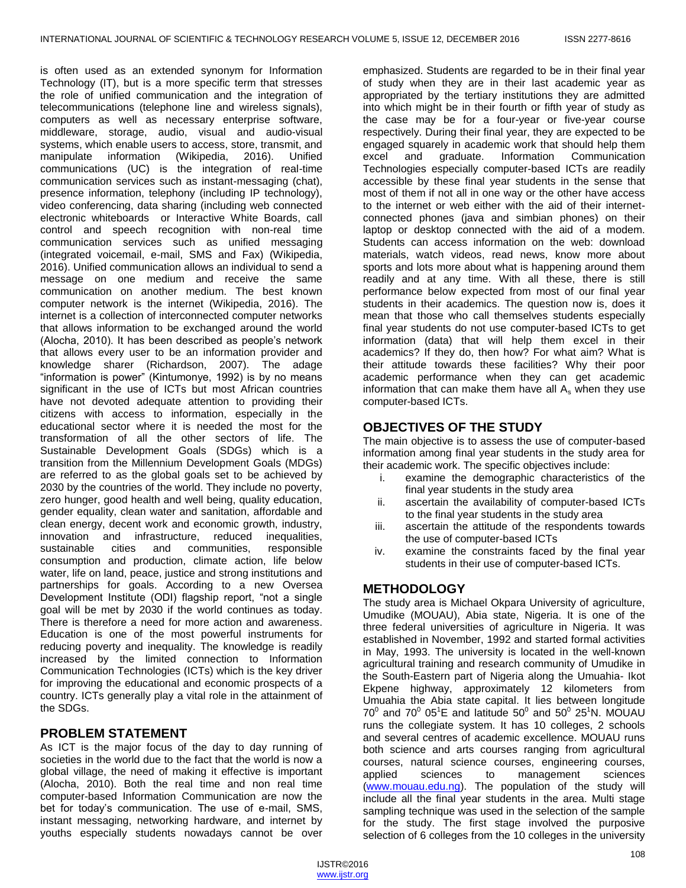is often used as an extended synonym for Information Technology (IT), but is a more specific term that stresses the role of unified communication and the integration of telecommunications (telephone line and wireless signals), computers as well as necessary enterprise software, middleware, storage, audio, visual and audio-visual systems, which enable users to access, store, transmit, and manipulate information (Wikipedia, 2016). Unified communications (UC) is the integration of real-time communication services such as instant-messaging (chat), presence information, telephony (including IP technology), video conferencing, data sharing (including web connected electronic whiteboards or Interactive White Boards, call control and speech recognition with non-real time communication services such as unified messaging (integrated voicemail, e-mail, SMS and Fax) (Wikipedia, 2016). Unified communication allows an individual to send a message on one medium and receive the same communication on another medium. The best known computer network is the internet (Wikipedia, 2016). The internet is a collection of interconnected computer networks that allows information to be exchanged around the world (Alocha, 2010). It has been described as people's network that allows every user to be an information provider and knowledge sharer (Richardson, 2007). The adage "information is power" (Kintumonye, 1992) is by no means significant in the use of ICTs but most African countries have not devoted adequate attention to providing their citizens with access to information, especially in the educational sector where it is needed the most for the transformation of all the other sectors of life. The Sustainable Development Goals (SDGs) which is a transition from the Millennium Development Goals (MDGs) are referred to as the global goals set to be achieved by 2030 by the countries of the world. They include no poverty, zero hunger, good health and well being, quality education, gender equality, clean water and sanitation, affordable and clean energy, decent work and economic growth, industry, innovation and infrastructure, reduced inequalities, sustainable cities and communities, responsible consumption and production, climate action, life below water, life on land, peace, justice and strong institutions and partnerships for goals. According to a new Oversea Development Institute (ODI) flagship report, "not a single goal will be met by 2030 if the world continues as today. There is therefore a need for more action and awareness. Education is one of the most powerful instruments for reducing poverty and inequality. The knowledge is readily increased by the limited connection to Information Communication Technologies (ICTs) which is the key driver for improving the educational and economic prospects of a country. ICTs generally play a vital role in the attainment of the SDGs.

## PROBLEM STATEMENT

As ICT is the major focus of the day to day running of societies in the world due to the fact that the world is now a global village, the need of making it effective is important (Alocha, 2010). Both the real time and non real time computer-based Information Communication are now the bet for today's communication. The use of e-mail, SMS, instant messaging, networking hardware, and internet by youths especially students nowadays cannot be over emphasized. Students are regarded to be in their final year of study when they are in their last academic year as appropriated by the tertiary institutions they are admitted into which might be in their fourth or fifth year of study as the case may be for a four-year or five-year course respectively. During their final year, they are expected to be engaged squarely in academic work that should help them excel and graduate. Information Communication Technologies especially computer-based ICTs are readily accessible by these final year students in the sense that most of them if not all in one way or the other have access to the internet or web either with the aid of their internet-connected phones (java and simbian phones) on their laptop or desktop connected with the aid of a modem. Students can access information on the web: download materials, watch videos, read news, know more about sports and lots more about what is happening around them readily and at any time. With all these, there is still performance below expected from most of our final year students in their academics. The question now is, does it mean that those who call themselves students especially final year students do not use computer-based ICTs to get information (data) that will help them excel in their academics? If they do, then how? For what aim? What is their attitude towards these facilities? Why their poor academic performance when they can get academic information that can make them have all $A_s$ when they use computer-based ICTs.

## OBJECTIVES OF THE STUDY

The main objective is to assess the use of computer-based information among final year students in the study area for their academic work. The specific objectives include:

i. examine the demographic characteristics of the final year students in the study area
ii. ascertain the availability of computer-based ICTs to the final year students in the study area
iii. ascertain the attitude of the respondents towards the use of computer-based ICTs
iv. examine the constraints faced by the final year students in their use of computer-based ICTs.

## METHODOLOGY

The study area is Michael Okpara University of agriculture, Umudike (MOUAU), Abia state, Nigeria. It is one of the three federal universities of agriculture in Nigeria. It was established in November, 1992 and started formal activities in May, 1993. The university is located in the well-known agricultural training and research community of Umudike in the South-Eastern part of Nigeria along the Umuahia- Ikot Ekpene highway, approximately 12 kilometers from Umuahia the Abia state capital. It lies between longitude $70^0$ and $70^0$ $05^1$E and latitude $50^0$ and $50^0$ $25^1$N. MOUAU runs the collegiate system. It has 10 colleges, 2 schools and several centres of academic excellence. MOUAU runs both science and arts courses ranging from agricultural courses, natural science courses, engineering courses, applied sciences to management sciences (www.mouau.edu.ng). The population of the study will include all the final year students in the area. Multi stage sampling technique was used in the selection of the sample for the study. The first stage involved the purposive selection of 6 colleges from the 10 colleges in the university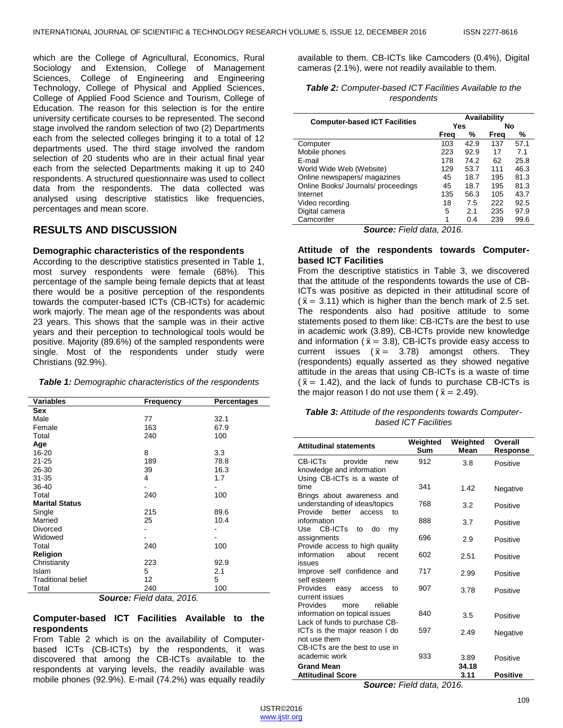which are the College of Agricultural, Economics, Rural Sociology and Extension, College of Management Sciences, College of Engineering and Engineering Technology, College of Physical and Applied Sciences, College of Applied Food Science and Tourism, College of Education. The reason for this selection is for the entire university certificate courses to be represented. The second stage involved the random selection of two (2) Departments each from the selected colleges bringing it to a total of 12 departments used. The third stage involved the random selection of 20 students who are in their actual final year each from the selected Departments making it up to 240 respondents. A structured questionnaire was used to collect data from the respondents. The data collected was analysed using descriptive statistics like frequencies, percentages and mean score.

## RESULTS AND DISCUSSION

### Demographic characteristics of the respondents

According to the descriptive statistics presented in Table 1, most survey respondents were female (68%). This percentage of the sample being female depicts that at least there would be a positive perception of the respondents towards the computer-based ICTs (CB-ICTs) for academic work majorly. The mean age of the respondents was about 23 years. This shows that the sample was in their active years and their perception to technological tools would be positive. Majority (89.6%) of the sampled respondents were single. Most of the respondents under study were Christians (92.9%).

***Table 1:*** *Demographic characteristics of the respondents*

| Variables | Frequency | Percentages |
|---|---|---|
| **Sex** | | |
| Male | 77 | 32.1 |
| Female | 163 | 67.9 |
| Total | 240 | 100 |
| **Age** | | |
| 16-20 | 8 | 3.3 |
| 21-25 | 189 | 78.8 |
| 26-30 | 39 | 16.3 |
| 31-35 | 4 | 1.7 |
| 36-40 | - | - |
| Total | 240 | 100 |
| **Marital Status** | | |
| Single | 215 | 89.6 |
| Married | 25 | 10.4 |
| Divorced | - | - |
| Widowed | - | - |
| Total | 240 | 100 |
| **Religion** | | |
| Christianity | 223 | 92.9 |
| Islam | 5 | 2.1 |
| Traditional belief | 12 | 5 |
| Total | 240 | 100 |

***Source:*** *Field data, 2016.*

### Computer-based ICT Facilities Available to the respondents

From Table 2 which is on the availability of Computer-based ICTs (CB-ICTs) by the respondents, it was discovered that among the CB-ICTs available to the respondents at varying levels, the readily available was mobile phones (92.9%). E-mail (74.2%) was equally readily available to them. CB-ICTs like Camcoders (0.4%), Digital cameras (2.1%), were not readily available to them.

***Table 2:*** *Computer-based ICT Facilities Available to the respondents*

| Computer-based ICT Facilities | Availability | | | |
|---|---|---|---|---|
| | Yes | | No | |
| | Freq | % | Freq | % |
| Computer | 103 | 42.9 | 137 | 57.1 |
| Mobile phones | 223 | 92.9 | 17 | 7.1 |
| E-mail | 178 | 74.2 | 62 | 25.8 |
| World Wide Web (Website) | 129 | 53.7 | 111 | 46.3 |
| Online newspapers/ magazines | 45 | 18.7 | 195 | 81.3 |
| Online Books/ Journals/ proceedings | 45 | 18.7 | 195 | 81.3 |
| Internet | 135 | 56.3 | 105 | 43.7 |
| Video recording | 18 | 7.5 | 222 | 92.5 |
| Digital camera | 5 | 2.1 | 235 | 97.9 |
| Camcorder | 1 | 0.4 | 239 | 99.6 |

***Source:*** *Field data, 2016.*

### Attitude of the respondents towards Computer-based ICT Facilities

From the descriptive statistics in Table 3, we discovered that the attitude of the respondents towards the use of CB-ICTs was positive as depicted in their attitudinal score of ($\bar{x} = 3.11$) which is higher than the bench mark of 2.5 set. The respondents also had positive attitude to some statements posed to them like: CB-ICTs are the best to use in academic work (3.89), CB-ICTs provide new knowledge and information ($\bar{x} = 3.8$), CB-ICTs provide easy access to current issues ($\bar{x} = 3.78$) amongst others. They (respondents) equally asserted as they showed negative attitude in the areas that using CB-ICTs is a waste of time ($\bar{x} = 1.42$), and the lack of funds to purchase CB-ICTs is the major reason I do not use them ($\bar{x} = 2.49$).

***Table 3:*** *Attitude of the respondents towards Computer-based ICT Facilities*

| Attitudinal statements | Weighted Sum | Weighted Mean | Overall Response |
|---|---|---|---|
| CB-ICTs provide new knowledge and information | 912 | 3.8 | Positive |
| Using CB-ICTs is a waste of time | 341 | 1.42 | Negative |
| Brings about awareness and understanding of ideas/topics | 768 | 3.2 | Positive |
| Provide better access to information | 888 | 3.7 | Positive |
| Use CB-ICTs to do my assignments | 696 | 2.9 | Positive |
| Provide access to high quality information about recent issues | 602 | 2.51 | Positive |
| Improve self confidence and self esteem | 717 | 2.99 | Positive |
| Provides easy access to current issues | 907 | 3.78 | Positive |
| Provides more reliable information on topical issues | 840 | 3.5 | Positive |
| Lack of funds to purchase CB-ICTs is the major reason I do not use them | 597 | 2.49 | Negative |
| CB-ICTs are the best to use in academic work | 933 | 3.89 | Positive |
| **Grand Mean** | | **34.18** | |
| **Attitudinal Score** | | **3.11** | **Positive** |

***Source:*** *Field data, 2016.*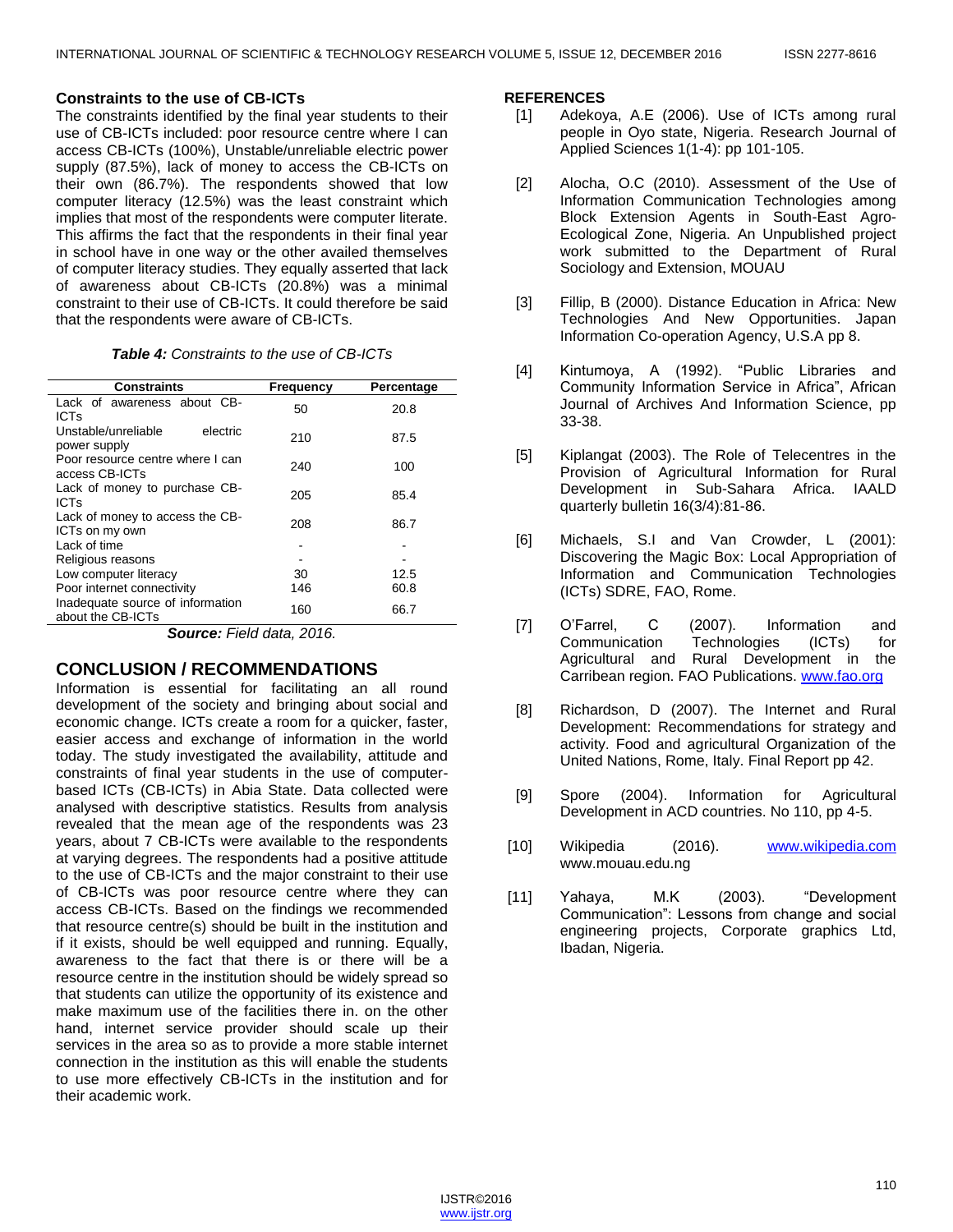### Constraints to the use of CB-ICTs

The constraints identified by the final year students to their use of CB-ICTs included: poor resource centre where I can access CB-ICTs (100%), Unstable/unreliable electric power supply (87.5%), lack of money to access the CB-ICTs on their own (86.7%). The respondents showed that low computer literacy (12.5%) was the least constraint which implies that most of the respondents were computer literate. This affirms the fact that the respondents in their final year in school have in one way or the other availed themselves of computer literacy studies. They equally asserted that lack of awareness about CB-ICTs (20.8%) was a minimal constraint to their use of CB-ICTs. It could therefore be said that the respondents were aware of CB-ICTs.

***Table 4:*** *Constraints to the use of CB-ICTs*

| Constraints | Frequency | Percentage |
|---|---|---|
| Lack of awareness about CB-ICTs | 50 | 20.8 |
| Unstable/unreliable electric power supply | 210 | 87.5 |
| Poor resource centre where I can access CB-ICTs | 240 | 100 |
| Lack of money to purchase CB-ICTs | 205 | 85.4 |
| Lack of money to access the CB-ICTs on my own | 208 | 86.7 |
| Lack of time | - | - |
| Religious reasons | - | - |
| Low computer literacy | 30 | 12.5 |
| Poor internet connectivity | 146 | 60.8 |
| Inadequate source of information about the CB-ICTs | 160 | 66.7 |

***Source:*** *Field data, 2016.*

## CONCLUSION / RECOMMENDATIONS

Information is essential for facilitating an all round development of the society and bringing about social and economic change. ICTs create a room for a quicker, faster, easier access and exchange of information in the world today. The study investigated the availability, attitude and constraints of final year students in the use of computer-based ICTs (CB-ICTs) in Abia State. Data collected were analysed with descriptive statistics. Results from analysis revealed that the mean age of the respondents was 23 years, about 7 CB-ICTs were available to the respondents at varying degrees. The respondents had a positive attitude to the use of CB-ICTs and the major constraint to their use of CB-ICTs was poor resource centre where they can access CB-ICTs. Based on the findings we recommended that resource centre(s) should be built in the institution and if it exists, should be well equipped and running. Equally, awareness to the fact that there is or there will be a resource centre in the institution should be widely spread so that students can utilize the opportunity of its existence and make maximum use of the facilities there in. on the other hand, internet service provider should scale up their services in the area so as to provide a more stable internet connection in the institution as this will enable the students to use more effectively CB-ICTs in the institution and for their academic work.

## REFERENCES

[1] Adekoya, A.E (2006). Use of ICTs among rural people in Oyo state, Nigeria. Research Journal of Applied Sciences 1(1-4): pp 101-105.

[2] Alocha, O.C (2010). Assessment of the Use of Information Communication Technologies among Block Extension Agents in South-East Agro-Ecological Zone, Nigeria. An Unpublished project work submitted to the Department of Rural Sociology and Extension, MOUAU

[3] Fillip, B (2000). Distance Education in Africa: New Technologies And New Opportunities. Japan Information Co-operation Agency, U.S.A pp 8.

[4] Kintumoya, A (1992). "Public Libraries and Community Information Service in Africa", African Journal of Archives And Information Science, pp 33-38.

[5] Kiplangat (2003). The Role of Telecentres in the Provision of Agricultural Information for Rural Development in Sub-Sahara Africa. IAALD quarterly bulletin 16(3/4):81-86.

[6] Michaels, S.I and Van Crowder, L (2001): Discovering the Magic Box: Local Appropriation of Information and Communication Technologies (ICTs) SDRE, FAO, Rome.

[7] O'Farrel, C (2007). Information and Communication Technologies (ICTs) for Agricultural and Rural Development in the Carribean region. FAO Publications. www.fao.org

[8] Richardson, D (2007). The Internet and Rural Development: Recommendations for strategy and activity. Food and agricultural Organization of the United Nations, Rome, Italy. Final Report pp 42.

[9] Spore (2004). Information for Agricultural Development in ACD countries. No 110, pp 4-5.

[10] Wikipedia (2016). www.wikipedia.com www.mouau.edu.ng

[11] Yahaya, M.K (2003). "Development Communication": Lessons from change and social engineering projects, Corporate graphics Ltd, Ibadan, Nigeria.